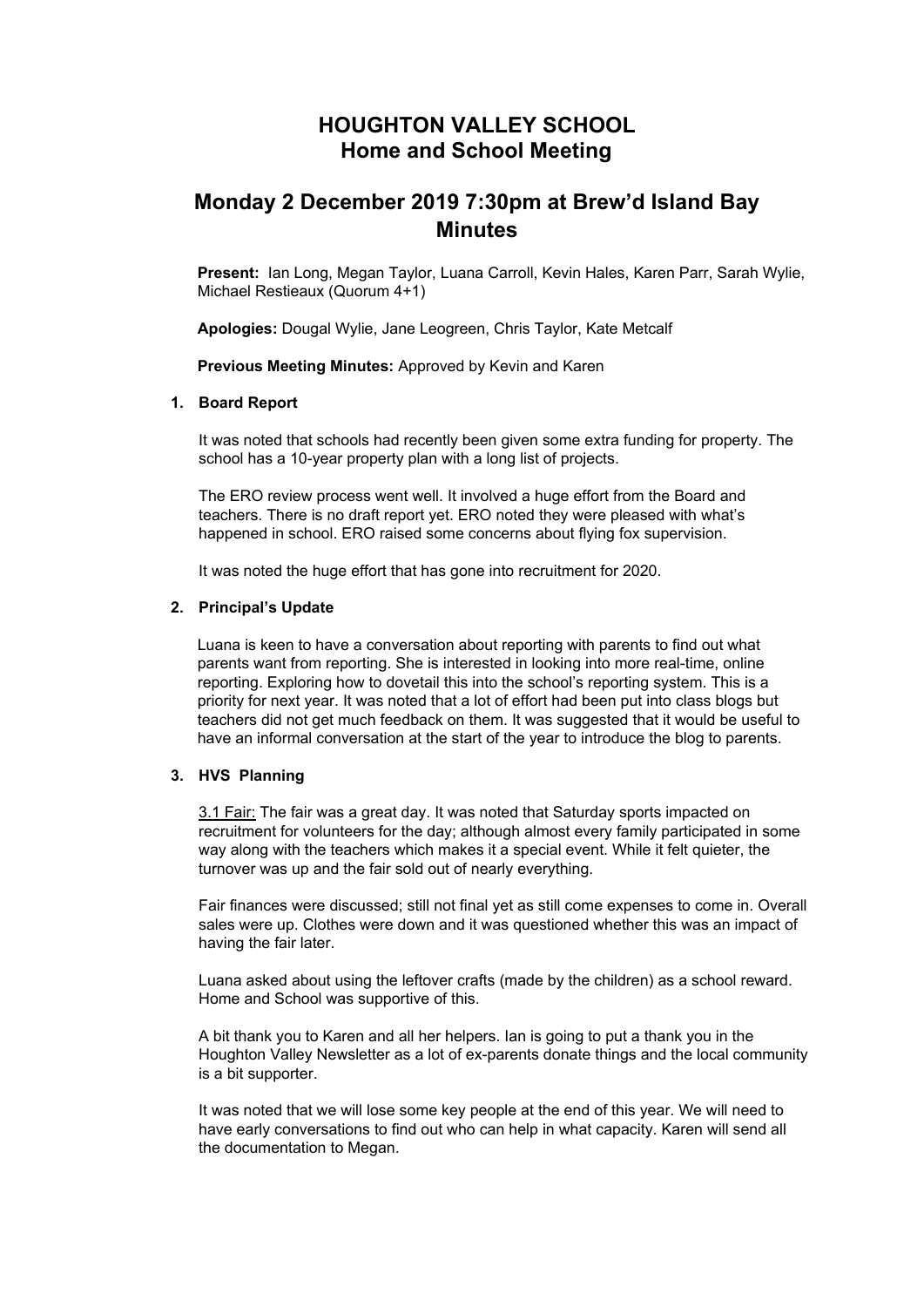# HOUGHTON VALLEY SCHOOL
# Home and School Meeting

## Monday 2 December 2019 7:30pm at Brew'd Island Bay Minutes

**Present:** Ian Long, Megan Taylor, Luana Carroll, Kevin Hales, Karen Parr, Sarah Wylie, Michael Restieaux (Quorum 4+1)

**Apologies:** Dougal Wylie, Jane Leogreen, Chris Taylor, Kate Metcalf

**Previous Meeting Minutes:** Approved by Kevin and Karen

### 1. Board Report

It was noted that schools had recently been given some extra funding for property. The school has a 10-year property plan with a long list of projects.

The ERO review process went well. It involved a huge effort from the Board and teachers. There is no draft report yet. ERO noted they were pleased with what's happened in school. ERO raised some concerns about flying fox supervision.

It was noted the huge effort that has gone into recruitment for 2020.

### 2. Principal's Update

Luana is keen to have a conversation about reporting with parents to find out what parents want from reporting. She is interested in looking into more real-time, online reporting. Exploring how to dovetail this into the school's reporting system. This is a priority for next year. It was noted that a lot of effort had been put into class blogs but teachers did not get much feedback on them. It was suggested that it would be useful to have an informal conversation at the start of the year to introduce the blog to parents.

### 3. HVS Planning

3.1 Fair: The fair was a great day. It was noted that Saturday sports impacted on recruitment for volunteers for the day; although almost every family participated in some way along with the teachers which makes it a special event. While it felt quieter, the turnover was up and the fair sold out of nearly everything.

Fair finances were discussed; still not final yet as still come expenses to come in. Overall sales were up. Clothes were down and it was questioned whether this was an impact of having the fair later.

Luana asked about using the leftover crafts (made by the children) as a school reward. Home and School was supportive of this.

A bit thank you to Karen and all her helpers. Ian is going to put a thank you in the Houghton Valley Newsletter as a lot of ex-parents donate things and the local community is a bit supporter.

It was noted that we will lose some key people at the end of this year. We will need to have early conversations to find out who can help in what capacity. Karen will send all the documentation to Megan.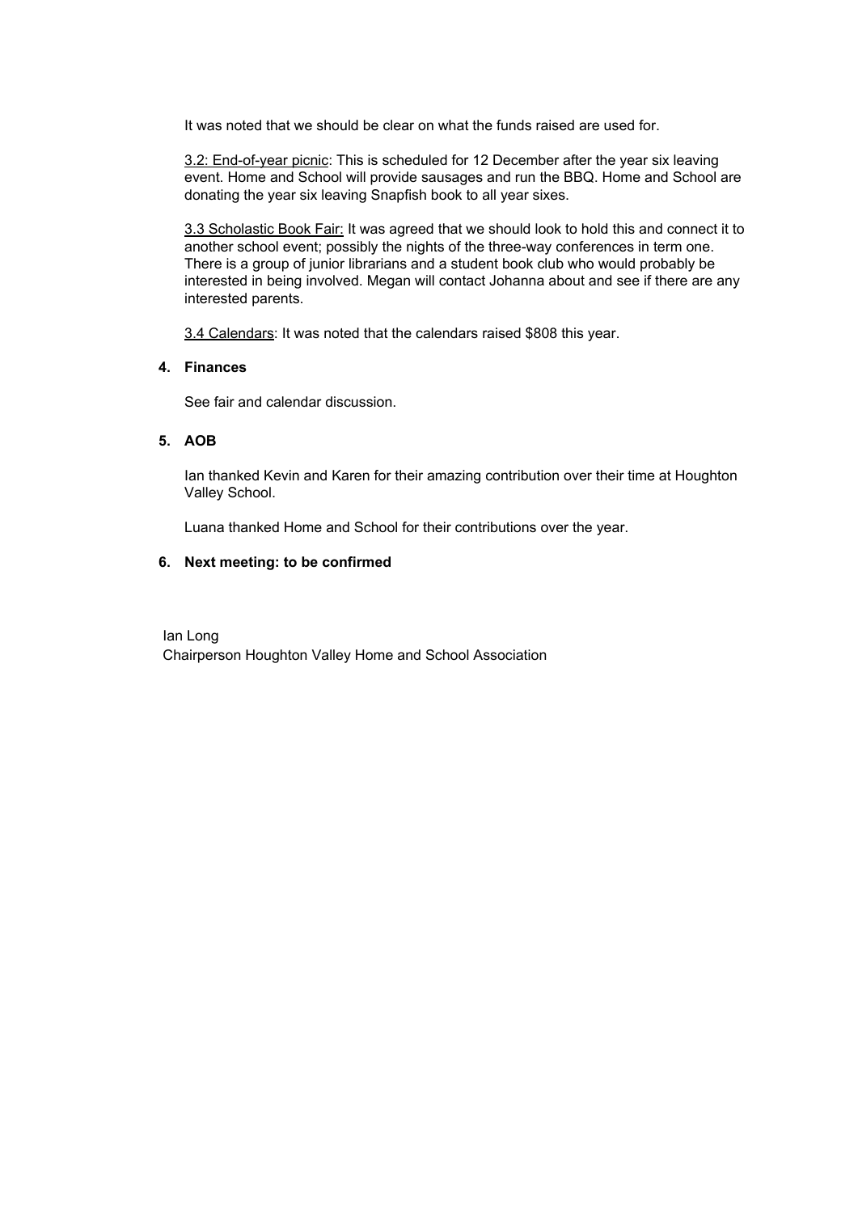It was noted that we should be clear on what the funds raised are used for.

3.2: End-of-year picnic: This is scheduled for 12 December after the year six leaving event. Home and School will provide sausages and run the BBQ. Home and School are donating the year six leaving Snapfish book to all year sixes.

3.3 Scholastic Book Fair: It was agreed that we should look to hold this and connect it to another school event; possibly the nights of the three-way conferences in term one. There is a group of junior librarians and a student book club who would probably be interested in being involved. Megan will contact Johanna about and see if there are any interested parents.

3.4 Calendars: It was noted that the calendars raised $808 this year.

**4. Finances**

See fair and calendar discussion.

**5. AOB**

Ian thanked Kevin and Karen for their amazing contribution over their time at Houghton Valley School.

Luana thanked Home and School for their contributions over the year.

**6. Next meeting: to be confirmed**

Ian Long
Chairperson Houghton Valley Home and School Association